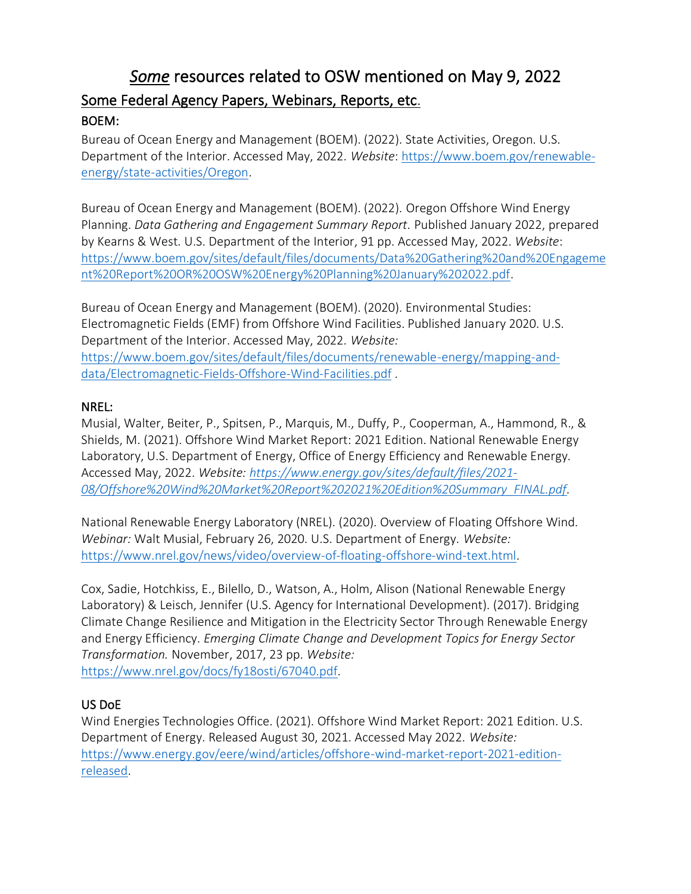# *Some* resources related to OSW mentioned on May 9, 2022

## Some Federal Agency Papers, Webinars, Reports, etc.

### BOEM:

Bureau of Ocean Energy and Management (BOEM). (2022). State Activities, Oregon. U.S. Department of the Interior. Accessed May, 2022. *Website*: [https://www.boem.gov/renewable-energy/state-activities/Oregon](https://www.boem.gov/renewable-energy/state-activities/Oregon).

Bureau of Ocean Energy and Management (BOEM). (2022). Oregon Offshore Wind Energy Planning. *Data Gathering and Engagement Summary Report.* Published January 2022, prepared by Kearns & West. U.S. Department of the Interior, 91 pp. Accessed May, 2022. *Website*: [https://www.boem.gov/sites/default/files/documents/Data%20Gathering%20and%20Engagement%20Report%20OR%20OSW%20Energy%20Planning%20January%202022.pdf](https://www.boem.gov/sites/default/files/documents/Data%20Gathering%20and%20Engagement%20Report%20OR%20OSW%20Energy%20Planning%20January%202022.pdf).

Bureau of Ocean Energy and Management (BOEM). (2020). Environmental Studies: Electromagnetic Fields (EMF) from Offshore Wind Facilities. Published January 2020. U.S. Department of the Interior. Accessed May, 2022. *Website:* [https://www.boem.gov/sites/default/files/documents/renewable-energy/mapping-and-data/Electromagnetic-Fields-Offshore-Wind-Facilities.pdf](https://www.boem.gov/sites/default/files/documents/renewable-energy/mapping-and-data/Electromagnetic-Fields-Offshore-Wind-Facilities.pdf) .

### NREL:

Musial, Walter, Beiter, P., Spitsen, P., Marquis, M., Duffy, P., Cooperman, A., Hammond, R., & Shields, M. (2021). Offshore Wind Market Report: 2021 Edition. National Renewable Energy Laboratory, U.S. Department of Energy, Office of Energy Efficiency and Renewable Energy. Accessed May, 2022. *Website: [https://www.energy.gov/sites/default/files/2021-08/Offshore%20Wind%20Market%20Report%202021%20Edition%20Summary_FINAL.pdf](https://www.energy.gov/sites/default/files/2021-08/Offshore%20Wind%20Market%20Report%202021%20Edition%20Summary_FINAL.pdf).*

National Renewable Energy Laboratory (NREL). (2020). Overview of Floating Offshore Wind. *Webinar:* Walt Musial, February 26, 2020. U.S. Department of Energy. *Website:* [https://www.nrel.gov/news/video/overview-of-floating-offshore-wind-text.html](https://www.nrel.gov/news/video/overview-of-floating-offshore-wind-text.html).

Cox, Sadie, Hotchkiss, E., Bilello, D., Watson, A., Holm, Alison (National Renewable Energy Laboratory) & Leisch, Jennifer (U.S. Agency for International Development). (2017). Bridging Climate Change Resilience and Mitigation in the Electricity Sector Through Renewable Energy and Energy Efficiency. *Emerging Climate Change and Development Topics for Energy Sector Transformation.* November, 2017, 23 pp. *Website:* [https://www.nrel.gov/docs/fy18osti/67040.pdf](https://www.nrel.gov/docs/fy18osti/67040.pdf).

### US DoE

Wind Energies Technologies Office. (2021). Offshore Wind Market Report: 2021 Edition. U.S. Department of Energy. Released August 30, 2021. Accessed May 2022. *Website:* [https://www.energy.gov/eere/wind/articles/offshore-wind-market-report-2021-edition-released](https://www.energy.gov/eere/wind/articles/offshore-wind-market-report-2021-edition-released).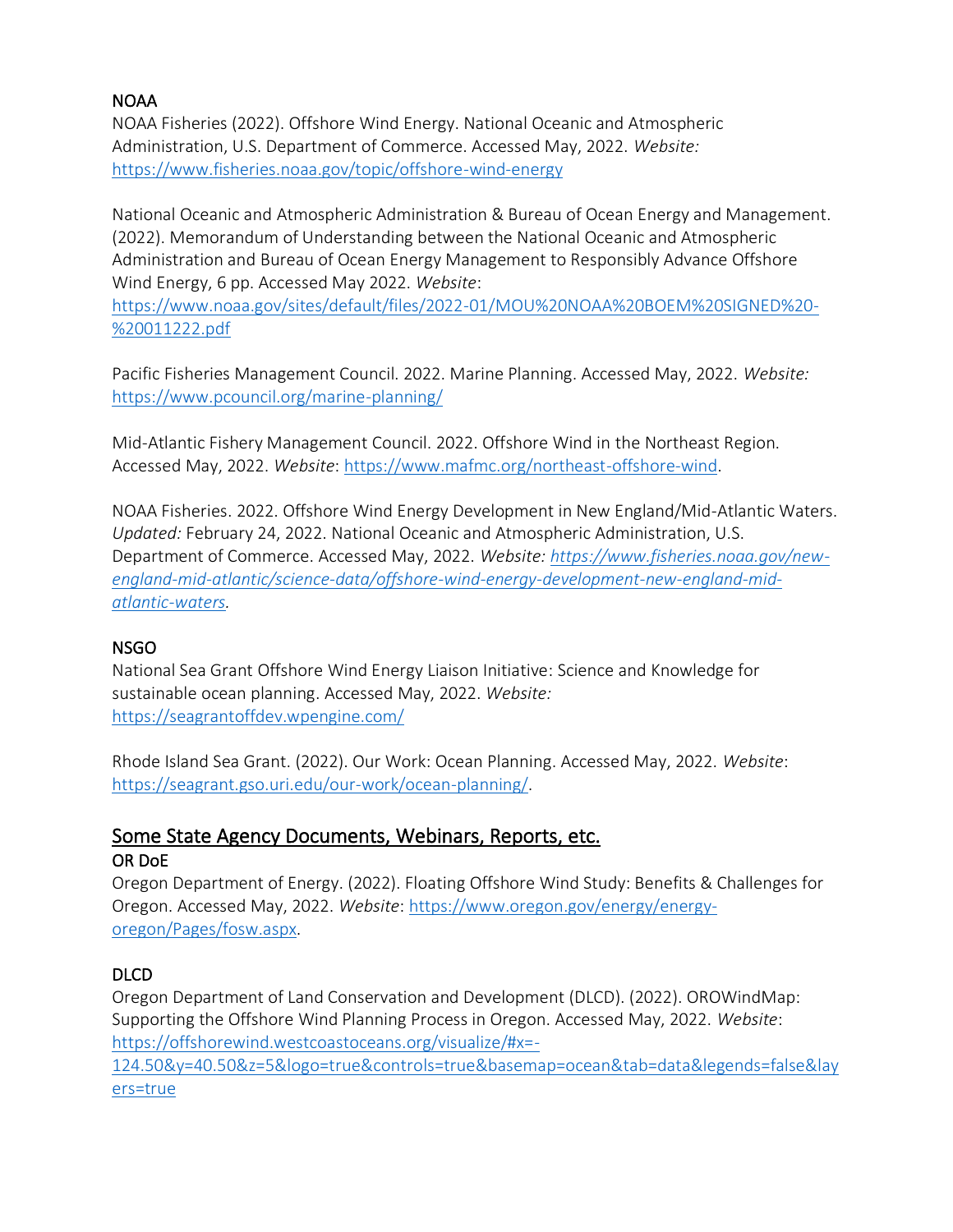### NOAA

NOAA Fisheries (2022). Offshore Wind Energy. National Oceanic and Atmospheric Administration, U.S. Department of Commerce. Accessed May, 2022. *Website:* https://www.fisheries.noaa.gov/topic/offshore-wind-energy

National Oceanic and Atmospheric Administration & Bureau of Ocean Energy and Management. (2022). Memorandum of Understanding between the National Oceanic and Atmospheric Administration and Bureau of Ocean Energy Management to Responsibly Advance Offshore Wind Energy, 6 pp. Accessed May 2022. *Website*: https://www.noaa.gov/sites/default/files/2022-01/MOU%20NOAA%20BOEM%20SIGNED%20-%20011222.pdf

Pacific Fisheries Management Council. 2022. Marine Planning. Accessed May, 2022. *Website:* https://www.pcouncil.org/marine-planning/

Mid-Atlantic Fishery Management Council. 2022. Offshore Wind in the Northeast Region. Accessed May, 2022. *Website*: https://www.mafmc.org/northeast-offshore-wind.

NOAA Fisheries. 2022. Offshore Wind Energy Development in New England/Mid-Atlantic Waters. *Updated:* February 24, 2022. National Oceanic and Atmospheric Administration, U.S. Department of Commerce. Accessed May, 2022. *Website: https://www.fisheries.noaa.gov/new-england-mid-atlantic/science-data/offshore-wind-energy-development-new-england-mid-atlantic-waters.*

### NSGO

National Sea Grant Offshore Wind Energy Liaison Initiative: Science and Knowledge for sustainable ocean planning. Accessed May, 2022. *Website:* https://seagrantoffdev.wpengine.com/

Rhode Island Sea Grant. (2022). Our Work: Ocean Planning. Accessed May, 2022. *Website*: https://seagrant.gso.uri.edu/our-work/ocean-planning/.

## Some State Agency Documents, Webinars, Reports, etc.

### OR DoE

Oregon Department of Energy. (2022). Floating Offshore Wind Study: Benefits & Challenges for Oregon. Accessed May, 2022. *Website*: https://www.oregon.gov/energy/energy-oregon/Pages/fosw.aspx.

### DLCD

Oregon Department of Land Conservation and Development (DLCD). (2022). OROWindMap: Supporting the Offshore Wind Planning Process in Oregon. Accessed May, 2022. *Website*: https://offshorewind.westcoastoceans.org/visualize/#x=-124.50&y=40.50&z=5&logo=true&controls=true&basemap=ocean&tab=data&legends=false&layers=true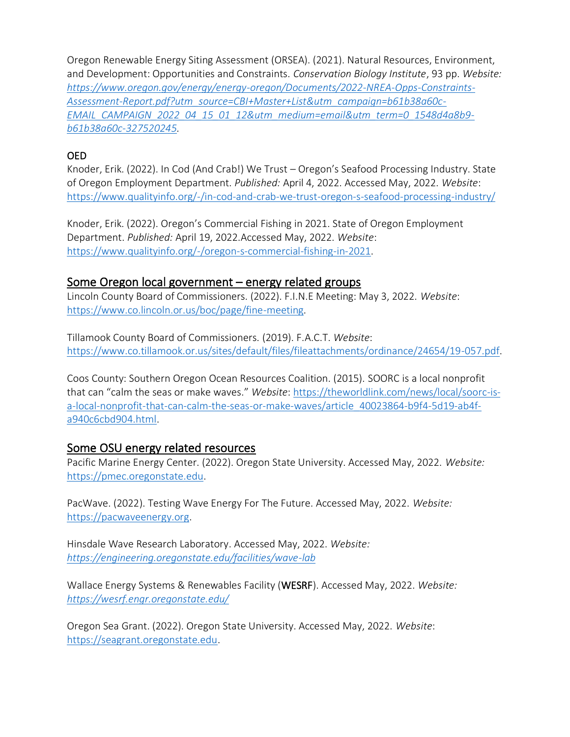Oregon Renewable Energy Siting Assessment (ORSEA). (2021). Natural Resources, Environment, and Development: Opportunities and Constraints. *Conservation Biology Institute*, 93 pp. *Website: https://www.oregon.gov/energy/energy-oregon/Documents/2022-NREA-Opps-Constraints-Assessment-Report.pdf?utm_source=CBI+Master+List&utm_campaign=b61b38a60c-EMAIL_CAMPAIGN_2022_04_15_01_12&utm_medium=email&utm_term=0_1548d4a8b9-b61b38a60c-327520245.*

OED

Knoder, Erik. (2022). In Cod (And Crab!) We Trust – Oregon's Seafood Processing Industry. State of Oregon Employment Department. *Published:* April 4, 2022. Accessed May, 2022. *Website*: https://www.qualityinfo.org/-/in-cod-and-crab-we-trust-oregon-s-seafood-processing-industry/

Knoder, Erik. (2022). Oregon's Commercial Fishing in 2021. State of Oregon Employment Department. *Published:* April 19, 2022.Accessed May, 2022. *Website*: https://www.qualityinfo.org/-/oregon-s-commercial-fishing-in-2021.

## Some Oregon local government – energy related groups

Lincoln County Board of Commissioners. (2022). F.I.N.E Meeting: May 3, 2022. *Website*: https://www.co.lincoln.or.us/boc/page/fine-meeting.

Tillamook County Board of Commissioners. (2019). F.A.C.T. *Website*: https://www.co.tillamook.or.us/sites/default/files/fileattachments/ordinance/24654/19-057.pdf.

Coos County: Southern Oregon Ocean Resources Coalition. (2015). SOORC is a local nonprofit that can "calm the seas or make waves." *Website*: https://theworldlink.com/news/local/soorc-is-a-local-nonprofit-that-can-calm-the-seas-or-make-waves/article_40023864-b9f4-5d19-ab4f-a940c6cbd904.html.

## Some OSU energy related resources

Pacific Marine Energy Center. (2022). Oregon State University. Accessed May, 2022. *Website:* https://pmec.oregonstate.edu.

PacWave. (2022). Testing Wave Energy For The Future. Accessed May, 2022. *Website:* https://pacwaveenergy.org.

Hinsdale Wave Research Laboratory. Accessed May, 2022. *Website: https://engineering.oregonstate.edu/facilities/wave-lab*

Wallace Energy Systems & Renewables Facility (WESRF). Accessed May, 2022. *Website: https://wesrf.engr.oregonstate.edu/*

Oregon Sea Grant. (2022). Oregon State University. Accessed May, 2022. *Website*: https://seagrant.oregonstate.edu.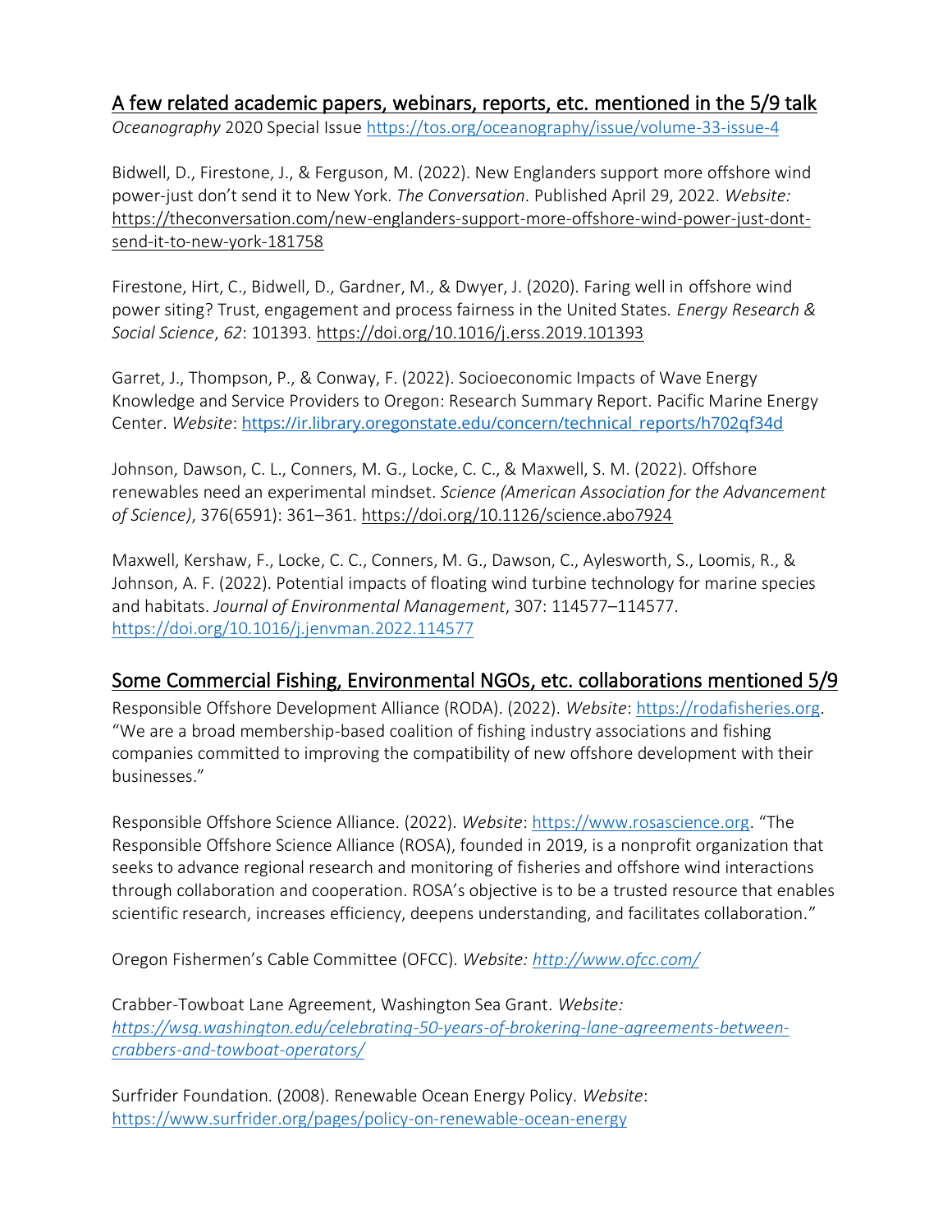## A few related academic papers, webinars, reports, etc. mentioned in the 5/9 talk

*Oceanography* 2020 Special Issue https://tos.org/oceanography/issue/volume-33-issue-4

Bidwell, D., Firestone, J., & Ferguson, M. (2022). New Englanders support more offshore wind power-just don't send it to New York. *The Conversation*. Published April 29, 2022. *Website:* https://theconversation.com/new-englanders-support-more-offshore-wind-power-just-dont-send-it-to-new-york-181758

Firestone, Hirt, C., Bidwell, D., Gardner, M., & Dwyer, J. (2020). Faring well in offshore wind power siting? Trust, engagement and process fairness in the United States. *Energy Research & Social Science*, *62*: 101393. https://doi.org/10.1016/j.erss.2019.101393

Garret, J., Thompson, P., & Conway, F. (2022). Socioeconomic Impacts of Wave Energy Knowledge and Service Providers to Oregon: Research Summary Report. Pacific Marine Energy Center. *Website*: https://ir.library.oregonstate.edu/concern/technical_reports/h702qf34d

Johnson, Dawson, C. L., Conners, M. G., Locke, C. C., & Maxwell, S. M. (2022). Offshore renewables need an experimental mindset. *Science (American Association for the Advancement of Science)*, 376(6591): 361–361. https://doi.org/10.1126/science.abo7924

Maxwell, Kershaw, F., Locke, C. C., Conners, M. G., Dawson, C., Aylesworth, S., Loomis, R., & Johnson, A. F. (2022). Potential impacts of floating wind turbine technology for marine species and habitats. *Journal of Environmental Management*, 307: 114577–114577. https://doi.org/10.1016/j.jenvman.2022.114577

## Some Commercial Fishing, Environmental NGOs, etc. collaborations mentioned 5/9

Responsible Offshore Development Alliance (RODA). (2022). *Website*: https://rodafisheries.org. "We are a broad membership-based coalition of fishing industry associations and fishing companies committed to improving the compatibility of new offshore development with their businesses."

Responsible Offshore Science Alliance. (2022). *Website*: https://www.rosascience.org. "The Responsible Offshore Science Alliance (ROSA), founded in 2019, is a nonprofit organization that seeks to advance regional research and monitoring of fisheries and offshore wind interactions through collaboration and cooperation. ROSA's objective is to be a trusted resource that enables scientific research, increases efficiency, deepens understanding, and facilitates collaboration."

Oregon Fishermen's Cable Committee (OFCC). *Website: http://www.ofcc.com/*

Crabber-Towboat Lane Agreement, Washington Sea Grant. *Website: https://wsg.washington.edu/celebrating-50-years-of-brokering-lane-agreements-between-crabbers-and-towboat-operators/*

Surfrider Foundation. (2008). Renewable Ocean Energy Policy. *Website*: https://www.surfrider.org/pages/policy-on-renewable-ocean-energy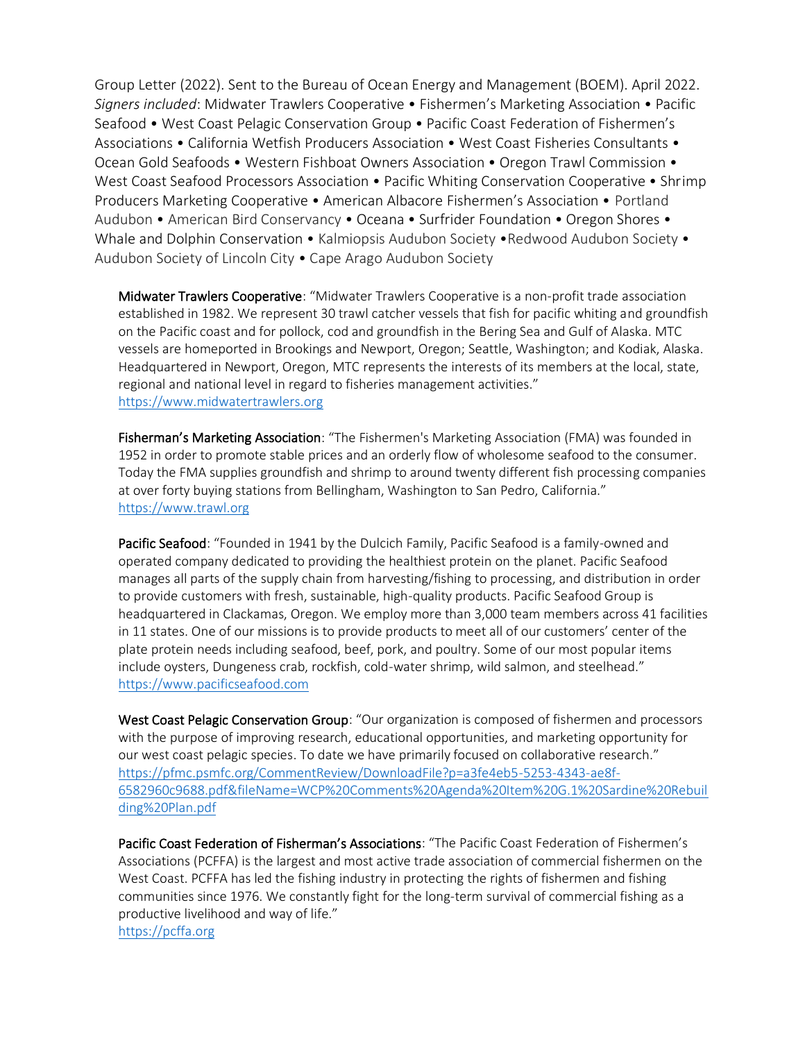Group Letter (2022). Sent to the Bureau of Ocean Energy and Management (BOEM). April 2022. *Signers included*: Midwater Trawlers Cooperative • Fishermen's Marketing Association • Pacific Seafood • West Coast Pelagic Conservation Group • Pacific Coast Federation of Fishermen's Associations • California Wetfish Producers Association • West Coast Fisheries Consultants • Ocean Gold Seafoods • Western Fishboat Owners Association • Oregon Trawl Commission • West Coast Seafood Processors Association • Pacific Whiting Conservation Cooperative • Shrimp Producers Marketing Cooperative • American Albacore Fishermen's Association • Portland Audubon • American Bird Conservancy • Oceana • Surfrider Foundation • Oregon Shores • Whale and Dolphin Conservation • Kalmiopsis Audubon Society •Redwood Audubon Society • Audubon Society of Lincoln City • Cape Arago Audubon Society

**Midwater Trawlers Cooperative**: "Midwater Trawlers Cooperative is a non-profit trade association established in 1982. We represent 30 trawl catcher vessels that fish for pacific whiting and groundfish on the Pacific coast and for pollock, cod and groundfish in the Bering Sea and Gulf of Alaska. MTC vessels are homeported in Brookings and Newport, Oregon; Seattle, Washington; and Kodiak, Alaska. Headquartered in Newport, Oregon, MTC represents the interests of its members at the local, state, regional and national level in regard to fisheries management activities."
https://www.midwatertrawlers.org

**Fisherman's Marketing Association**: "The Fishermen's Marketing Association (FMA) was founded in 1952 in order to promote stable prices and an orderly flow of wholesome seafood to the consumer. Today the FMA supplies groundfish and shrimp to around twenty different fish processing companies at over forty buying stations from Bellingham, Washington to San Pedro, California."
https://www.trawl.org

**Pacific Seafood**: "Founded in 1941 by the Dulcich Family, Pacific Seafood is a family-owned and operated company dedicated to providing the healthiest protein on the planet. Pacific Seafood manages all parts of the supply chain from harvesting/fishing to processing, and distribution in order to provide customers with fresh, sustainable, high-quality products. Pacific Seafood Group is headquartered in Clackamas, Oregon. We employ more than 3,000 team members across 41 facilities in 11 states. One of our missions is to provide products to meet all of our customers' center of the plate protein needs including seafood, beef, pork, and poultry. Some of our most popular items include oysters, Dungeness crab, rockfish, cold-water shrimp, wild salmon, and steelhead."
https://www.pacificseafood.com

**West Coast Pelagic Conservation Group**: "Our organization is composed of fishermen and processors with the purpose of improving research, educational opportunities, and marketing opportunity for our west coast pelagic species. To date we have primarily focused on collaborative research."
https://pfmc.psmfc.org/CommentReview/DownloadFile?p=a3fe4eb5-5253-4343-ae8f-6582960c9688.pdf&fileName=WCP%20Comments%20Agenda%20Item%20G.1%20Sardine%20Rebuilding%20Plan.pdf

**Pacific Coast Federation of Fisherman's Associations**: "The Pacific Coast Federation of Fishermen's Associations (PCFFA) is the largest and most active trade association of commercial fishermen on the West Coast. PCFFA has led the fishing industry in protecting the rights of fishermen and fishing communities since 1976. We constantly fight for the long-term survival of commercial fishing as a productive livelihood and way of life."
https://pcffa.org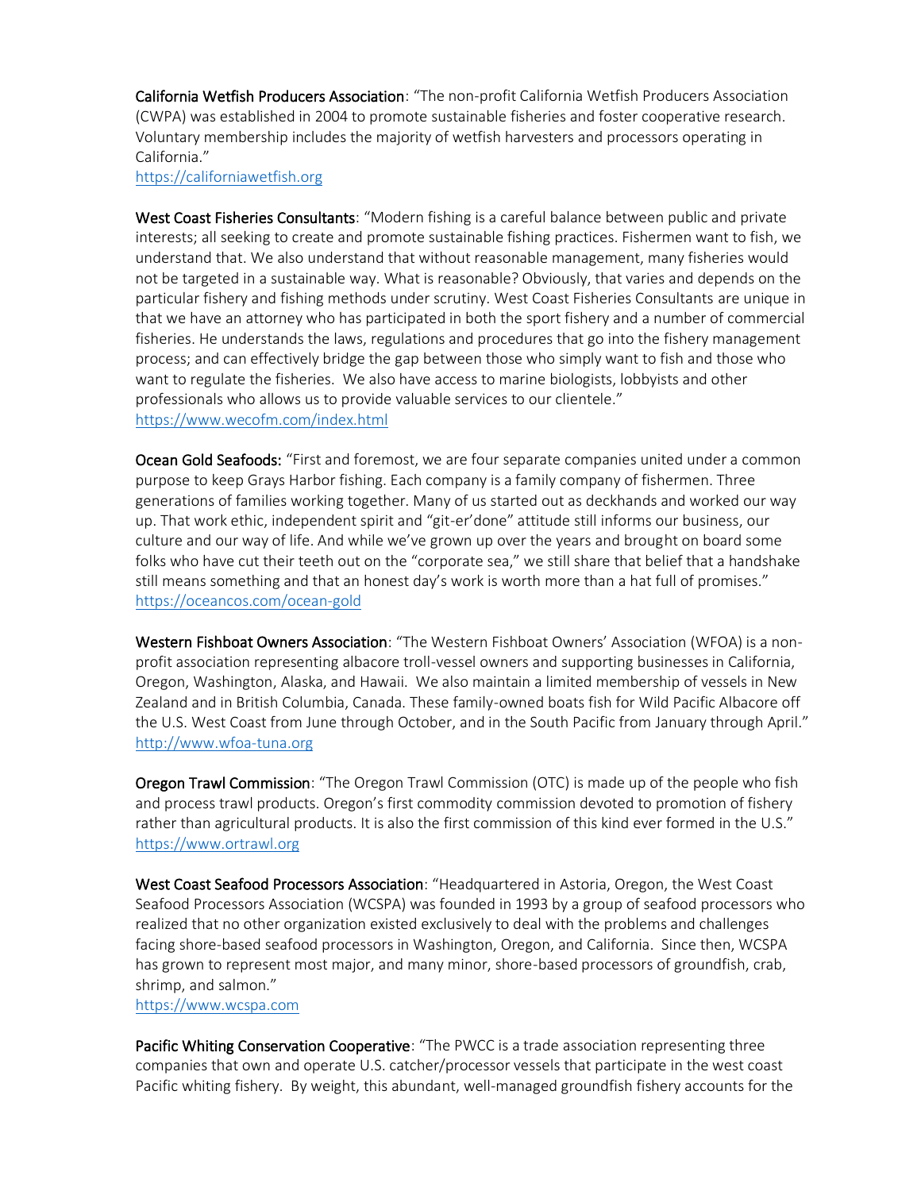**California Wetfish Producers Association**: "The non-profit California Wetfish Producers Association (CWPA) was established in 2004 to promote sustainable fisheries and foster cooperative research. Voluntary membership includes the majority of wetfish harvesters and processors operating in California."
https://californiawetfish.org

**West Coast Fisheries Consultants**: "Modern fishing is a careful balance between public and private interests; all seeking to create and promote sustainable fishing practices. Fishermen want to fish, we understand that. We also understand that without reasonable management, many fisheries would not be targeted in a sustainable way. What is reasonable? Obviously, that varies and depends on the particular fishery and fishing methods under scrutiny. West Coast Fisheries Consultants are unique in that we have an attorney who has participated in both the sport fishery and a number of commercial fisheries. He understands the laws, regulations and procedures that go into the fishery management process; and can effectively bridge the gap between those who simply want to fish and those who want to regulate the fisheries. We also have access to marine biologists, lobbyists and other professionals who allows us to provide valuable services to our clientele."
https://www.wecofm.com/index.html

**Ocean Gold Seafoods:** "First and foremost, we are four separate companies united under a common purpose to keep Grays Harbor fishing. Each company is a family company of fishermen. Three generations of families working together. Many of us started out as deckhands and worked our way up. That work ethic, independent spirit and "git-er'done" attitude still informs our business, our culture and our way of life. And while we've grown up over the years and brought on board some folks who have cut their teeth out on the "corporate sea," we still share that belief that a handshake still means something and that an honest day's work is worth more than a hat full of promises."
https://oceancos.com/ocean-gold

**Western Fishboat Owners Association**: "The Western Fishboat Owners' Association (WFOA) is a non-profit association representing albacore troll-vessel owners and supporting businesses in California, Oregon, Washington, Alaska, and Hawaii. We also maintain a limited membership of vessels in New Zealand and in British Columbia, Canada. These family-owned boats fish for Wild Pacific Albacore off the U.S. West Coast from June through October, and in the South Pacific from January through April."
http://www.wfoa-tuna.org

**Oregon Trawl Commission**: "The Oregon Trawl Commission (OTC) is made up of the people who fish and process trawl products. Oregon's first commodity commission devoted to promotion of fishery rather than agricultural products. It is also the first commission of this kind ever formed in the U.S."
https://www.ortrawl.org

**West Coast Seafood Processors Association**: "Headquartered in Astoria, Oregon, the West Coast Seafood Processors Association (WCSPA) was founded in 1993 by a group of seafood processors who realized that no other organization existed exclusively to deal with the problems and challenges facing shore-based seafood processors in Washington, Oregon, and California. Since then, WCSPA has grown to represent most major, and many minor, shore-based processors of groundfish, crab, shrimp, and salmon."
https://www.wcspa.com

**Pacific Whiting Conservation Cooperative**: "The PWCC is a trade association representing three companies that own and operate U.S. catcher/processor vessels that participate in the west coast Pacific whiting fishery. By weight, this abundant, well-managed groundfish fishery accounts for the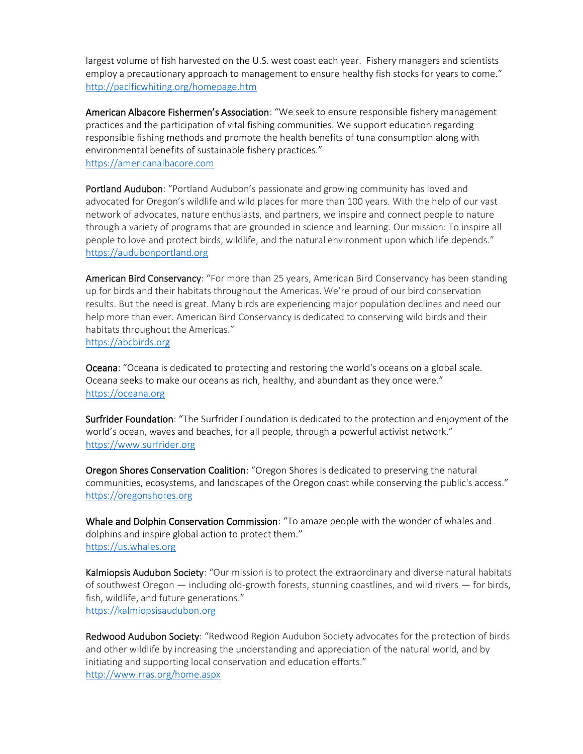largest volume of fish harvested on the U.S. west coast each year. Fishery managers and scientists employ a precautionary approach to management to ensure healthy fish stocks for years to come."
http://pacificwhiting.org/homepage.htm

**American Albacore Fishermen's Association**: "We seek to ensure responsible fishery management practices and the participation of vital fishing communities. We support education regarding responsible fishing methods and promote the health benefits of tuna consumption along with environmental benefits of sustainable fishery practices."
https://americanalbacore.com

**Portland Audubon**: "Portland Audubon's passionate and growing community has loved and advocated for Oregon's wildlife and wild places for more than 100 years. With the help of our vast network of advocates, nature enthusiasts, and partners, we inspire and connect people to nature through a variety of programs that are grounded in science and learning. Our mission: To inspire all people to love and protect birds, wildlife, and the natural environment upon which life depends."
https://audubonportland.org

**American Bird Conservancy**: "For more than 25 years, American Bird Conservancy has been standing up for birds and their habitats throughout the Americas. We're proud of our bird conservation results. But the need is great. Many birds are experiencing major population declines and need our help more than ever. American Bird Conservancy is dedicated to conserving wild birds and their habitats throughout the Americas."
https://abcbirds.org

**Oceana**: "Oceana is dedicated to protecting and restoring the world's oceans on a global scale. Oceana seeks to make our oceans as rich, healthy, and abundant as they once were."
https://oceana.org

**Surfrider Foundation**: "The Surfrider Foundation is dedicated to the protection and enjoyment of the world's ocean, waves and beaches, for all people, through a powerful activist network."
https://www.surfrider.org

**Oregon Shores Conservation Coalition**: "Oregon Shores is dedicated to preserving the natural communities, ecosystems, and landscapes of the Oregon coast while conserving the public's access."
https://oregonshores.org

**Whale and Dolphin Conservation Commission**: "To amaze people with the wonder of whales and dolphins and inspire global action to protect them."
https://us.whales.org

**Kalmiopsis Audubon Society**: "Our mission is to protect the extraordinary and diverse natural habitats of southwest Oregon — including old-growth forests, stunning coastlines, and wild rivers — for birds, fish, wildlife, and future generations."
https://kalmiopsisaudubon.org

**Redwood Audubon Society**: "Redwood Region Audubon Society advocates for the protection of birds and other wildlife by increasing the understanding and appreciation of the natural world, and by initiating and supporting local conservation and education efforts."
http://www.rras.org/home.aspx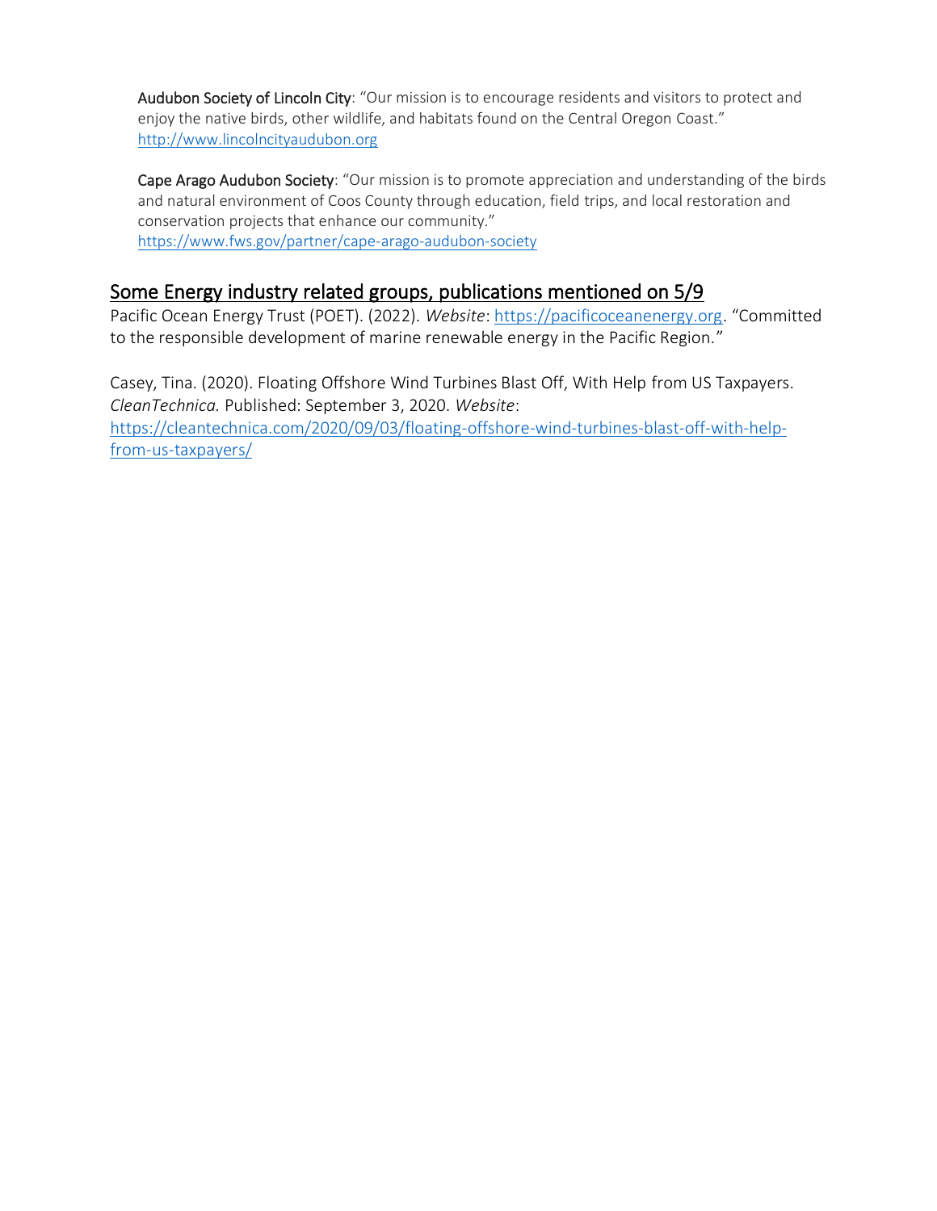**Audubon Society of Lincoln City**: "Our mission is to encourage residents and visitors to protect and enjoy the native birds, other wildlife, and habitats found on the Central Oregon Coast." http://www.lincolncityaudubon.org

**Cape Arago Audubon Society**: "Our mission is to promote appreciation and understanding of the birds and natural environment of Coos County through education, field trips, and local restoration and conservation projects that enhance our community." https://www.fws.gov/partner/cape-arago-audubon-society

## Some Energy industry related groups, publications mentioned on 5/9

Pacific Ocean Energy Trust (POET). (2022). *Website*: https://pacificoceanenergy.org. "Committed to the responsible development of marine renewable energy in the Pacific Region."

Casey, Tina. (2020). Floating Offshore Wind Turbines Blast Off, With Help from US Taxpayers. *CleanTechnica.* Published: September 3, 2020. *Website*: https://cleantechnica.com/2020/09/03/floating-offshore-wind-turbines-blast-off-with-help-from-us-taxpayers/